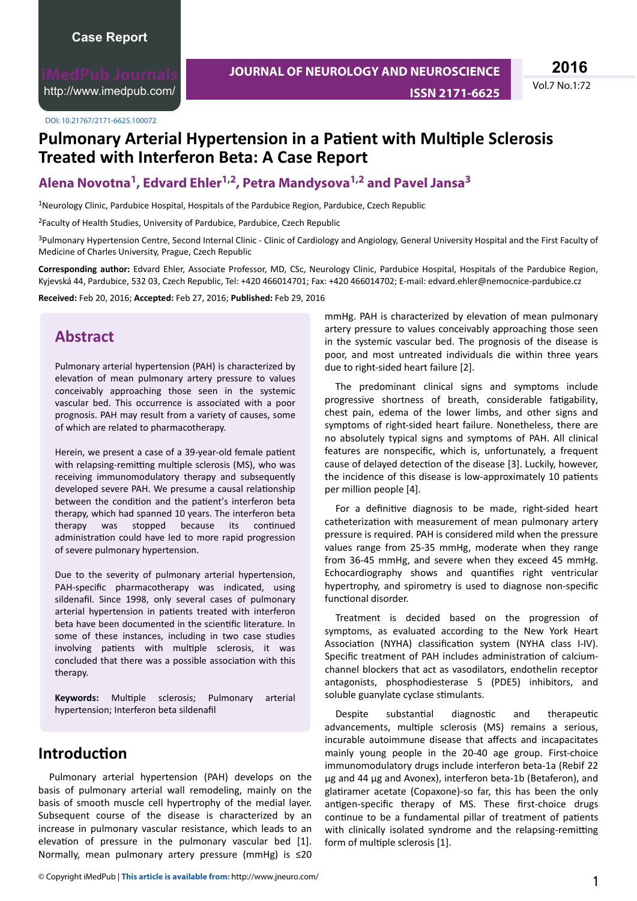Case Report

DOI: 10.21767/2171-6625.100072

# Pulmonary Arterial Hypertension in a Patient with Multiple Sclerosis Treated with Interferon Beta: A Case Report

## Alena Novotna[1], Edvard Ehler[1,2], Petra Mandysova[1,2] and Pavel Jansa[3]

[1]Neurology Clinic, Pardubice Hospital, Hospitals of the Pardubice Region, Pardubice, Czech Republic

[2]Faculty of Health Studies, University of Pardubice, Pardubice, Czech Republic

[3]Pulmonary Hypertension Centre, Second Internal Clinic - Clinic of Cardiology and Angiology, General University Hospital and the First Faculty of Medicine of Charles University, Prague, Czech Republic

**Corresponding author:** Edvard Ehler, Associate Professor, MD, CSc, Neurology Clinic, Pardubice Hospital, Hospitals of the Pardubice Region, Kyjevská 44, Pardubice, 532 03, Czech Republic, Tel: +420 466014701; Fax: +420 466014702; E-mail: edvard.ehler@nemocnice-pardubice.cz

**Received:** Feb 20, 2016; **Accepted:** Feb 27, 2016; **Published:** Feb 29, 2016

## Abstract

Pulmonary arterial hypertension (PAH) is characterized by elevation of mean pulmonary artery pressure to values conceivably approaching those seen in the systemic vascular bed. This occurrence is associated with a poor prognosis. PAH may result from a variety of causes, some of which are related to pharmacotherapy.

Herein, we present a case of a 39-year-old female patient with relapsing-remitting multiple sclerosis (MS), who was receiving immunomodulatory therapy and subsequently developed severe PAH. We presume a causal relationship between the condition and the patient's interferon beta therapy, which had spanned 10 years. The interferon beta therapy was stopped because its continued administration could have led to more rapid progression of severe pulmonary hypertension.

Due to the severity of pulmonary arterial hypertension, PAH-specific pharmacotherapy was indicated, using sildenafil. Since 1998, only several cases of pulmonary arterial hypertension in patients treated with interferon beta have been documented in the scientific literature. In some of these instances, including in two case studies involving patients with multiple sclerosis, it was concluded that there was a possible association with this therapy.

**Keywords:** Multiple sclerosis; Pulmonary arterial hypertension; Interferon beta sildenafil

## Introduction

Pulmonary arterial hypertension (PAH) develops on the basis of pulmonary arterial wall remodeling, mainly on the basis of smooth muscle cell hypertrophy of the medial layer. Subsequent course of the disease is characterized by an increase in pulmonary vascular resistance, which leads to an elevation of pressure in the pulmonary vascular bed [1]. Normally, mean pulmonary artery pressure (mmHg) is ≤20 mmHg. PAH is characterized by elevation of mean pulmonary artery pressure to values conceivably approaching those seen in the systemic vascular bed. The prognosis of the disease is poor, and most untreated individuals die within three years due to right-sided heart failure [2].

The predominant clinical signs and symptoms include progressive shortness of breath, considerable fatigability, chest pain, edema of the lower limbs, and other signs and symptoms of right-sided heart failure. Nonetheless, there are no absolutely typical signs and symptoms of PAH. All clinical features are nonspecific, which is, unfortunately, a frequent cause of delayed detection of the disease [3]. Luckily, however, the incidence of this disease is low-approximately 10 patients per million people [4].

For a definitive diagnosis to be made, right-sided heart catheterization with measurement of mean pulmonary artery pressure is required. PAH is considered mild when the pressure values range from 25-35 mmHg, moderate when they range from 36-45 mmHg, and severe when they exceed 45 mmHg. Echocardiography shows and quantifies right ventricular hypertrophy, and spirometry is used to diagnose non-specific functional disorder.

Treatment is decided based on the progression of symptoms, as evaluated according to the New York Heart Association (NYHA) classification system (NYHA class I-IV). Specific treatment of PAH includes administration of calcium-channel blockers that act as vasodilators, endothelin receptor antagonists, phosphodiesterase 5 (PDE5) inhibitors, and soluble guanylate cyclase stimulants.

Despite substantial diagnostic and therapeutic advancements, multiple sclerosis (MS) remains a serious, incurable autoimmune disease that affects and incapacitates mainly young people in the 20-40 age group. First-choice immunomodulatory drugs include interferon beta-1a (Rebif 22 μg and 44 μg and Avonex), interferon beta-1b (Betaferon), and glatiramer acetate (Copaxone)-so far, this has been the only antigen-specific therapy of MS. These first-choice drugs continue to be a fundamental pillar of treatment of patients with clinically isolated syndrome and the relapsing-remitting form of multiple sclerosis [1].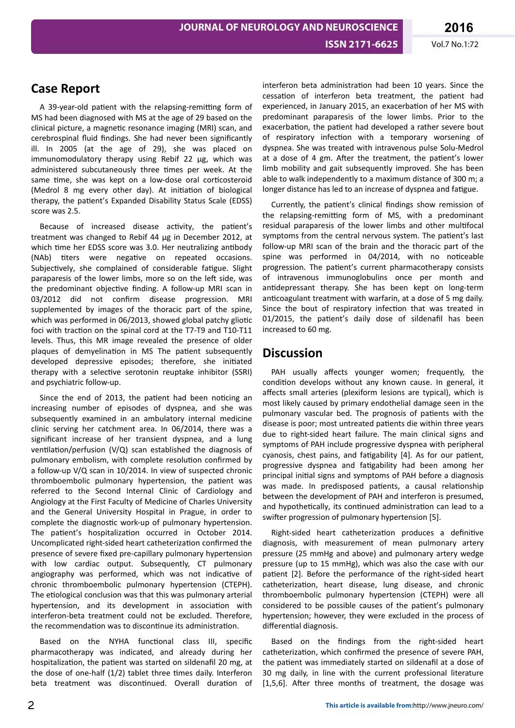## Case Report

A 39-year-old patient with the relapsing-remitting form of MS had been diagnosed with MS at the age of 29 based on the clinical picture, a magnetic resonance imaging (MRI) scan, and cerebrospinal fluid findings. She had never been significantly ill. In 2005 (at the age of 29), she was placed on immunomodulatory therapy using Rebif 22 µg, which was administered subcutaneously three times per week. At the same time, she was kept on a low-dose oral corticosteroid (Medrol 8 mg every other day). At initiation of biological therapy, the patient's Expanded Disability Status Scale (EDSS) score was 2.5.

Because of increased disease activity, the patient's treatment was changed to Rebif 44 µg in December 2012, at which time her EDSS score was 3.0. Her neutralizing antibody (NAb) titers were negative on repeated occasions. Subjectively, she complained of considerable fatigue. Slight paraparesis of the lower limbs, more so on the left side, was the predominant objective finding. A follow-up MRI scan in 03/2012 did not confirm disease progression. MRI supplemented by images of the thoracic part of the spine, which was performed in 06/2013, showed global patchy gliotic foci with traction on the spinal cord at the T7-T9 and T10-T11 levels. Thus, this MR image revealed the presence of older plaques of demyelination in MS The patient subsequently developed depressive episodes; therefore, she initiated therapy with a selective serotonin reuptake inhibitor (SSRI) and psychiatric follow-up.

Since the end of 2013, the patient had been noticing an increasing number of episodes of dyspnea, and she was subsequently examined in an ambulatory internal medicine clinic serving her catchment area. In 06/2014, there was a significant increase of her transient dyspnea, and a lung ventilation/perfusion (V/Q) scan established the diagnosis of pulmonary embolism, with complete resolution confirmed by a follow-up V/Q scan in 10/2014. In view of suspected chronic thromboembolic pulmonary hypertension, the patient was referred to the Second Internal Clinic of Cardiology and Angiology at the First Faculty of Medicine of Charles University and the General University Hospital in Prague, in order to complete the diagnostic work-up of pulmonary hypertension. The patient's hospitalization occurred in October 2014. Uncomplicated right-sided heart catheterization confirmed the presence of severe fixed pre-capillary pulmonary hypertension with low cardiac output. Subsequently, CT pulmonary angiography was performed, which was not indicative of chronic thromboembolic pulmonary hypertension (CTEPH). The etiological conclusion was that this was pulmonary arterial hypertension, and its development in association with interferon-beta treatment could not be excluded. Therefore, the recommendation was to discontinue its administration.

Based on the NYHA functional class III, specific pharmacotherapy was indicated, and already during her hospitalization, the patient was started on sildenafil 20 mg, at the dose of one-half (1/2) tablet three times daily. Interferon beta treatment was discontinued. Overall duration of interferon beta administration had been 10 years. Since the cessation of interferon beta treatment, the patient had experienced, in January 2015, an exacerbation of her MS with predominant paraparesis of the lower limbs. Prior to the exacerbation, the patient had developed a rather severe bout of respiratory infection with a temporary worsening of dyspnea. She was treated with intravenous pulse Solu-Medrol at a dose of 4 gm. After the treatment, the patient's lower limb mobility and gait subsequently improved. She has been able to walk independently to a maximum distance of 300 m; a longer distance has led to an increase of dyspnea and fatigue.

Currently, the patient's clinical findings show remission of the relapsing-remitting form of MS, with a predominant residual paraparesis of the lower limbs and other multifocal symptoms from the central nervous system. The patient's last follow-up MRI scan of the brain and the thoracic part of the spine was performed in 04/2014, with no noticeable progression. The patient's current pharmacotherapy consists of intravenous immunoglobulins once per month and antidepressant therapy. She has been kept on long-term anticoagulant treatment with warfarin, at a dose of 5 mg daily. Since the bout of respiratory infection that was treated in 01/2015, the patient's daily dose of sildenafil has been increased to 60 mg.

## Discussion

PAH usually affects younger women; frequently, the condition develops without any known cause. In general, it affects small arteries (plexiform lesions are typical), which is most likely caused by primary endothelial damage seen in the pulmonary vascular bed. The prognosis of patients with the disease is poor; most untreated patients die within three years due to right-sided heart failure. The main clinical signs and symptoms of PAH include progressive dyspnea with peripheral cyanosis, chest pains, and fatigability [4]. As for our patient, progressive dyspnea and fatigability had been among her principal initial signs and symptoms of PAH before a diagnosis was made. In predisposed patients, a causal relationship between the development of PAH and interferon is presumed, and hypothetically, its continued administration can lead to a swifter progression of pulmonary hypertension [5].

Right-sided heart catheterization produces a definitive diagnosis, with measurement of mean pulmonary artery pressure (25 mmHg and above) and pulmonary artery wedge pressure (up to 15 mmHg), which was also the case with our patient [2]. Before the performance of the right-sided heart catheterization, heart disease, lung disease, and chronic thromboembolic pulmonary hypertension (CTEPH) were all considered to be possible causes of the patient's pulmonary hypertension; however, they were excluded in the process of differential diagnosis.

Based on the findings from the right-sided heart catheterization, which confirmed the presence of severe PAH, the patient was immediately started on sildenafil at a dose of 30 mg daily, in line with the current professional literature [1,5,6]. After three months of treatment, the dosage was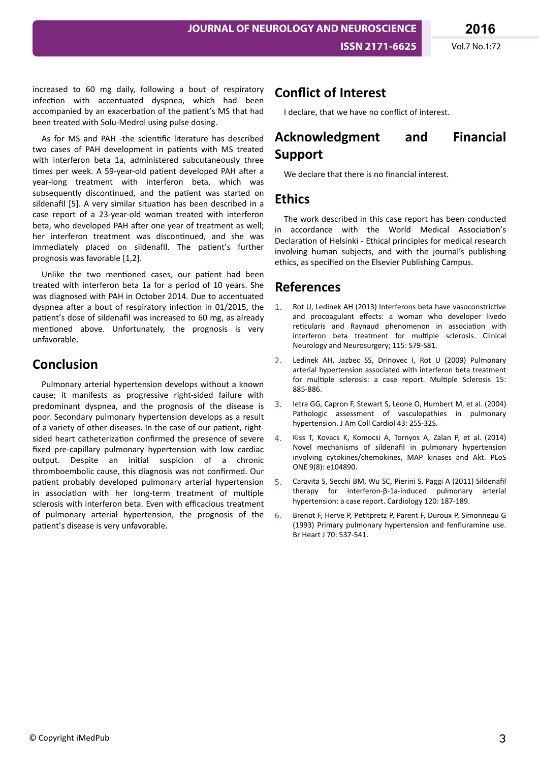increased to 60 mg daily, following a bout of respiratory infection with accentuated dyspnea, which had been accompanied by an exacerbation of the patient's MS that had been treated with Solu-Medrol using pulse dosing.

As for MS and PAH -the scientific literature has described two cases of PAH development in patients with MS treated with interferon beta 1a, administered subcutaneously three times per week. A 59-year-old patient developed PAH after a year-long treatment with interferon beta, which was subsequently discontinued, and the patient was started on sildenafil [5]. A very similar situation has been described in a case report of a 23-year-old woman treated with interferon beta, who developed PAH after one year of treatment as well; her interferon treatment was discontinued, and she was immediately placed on sildenafil. The patient's further prognosis was favorable [1,2].

Unlike the two mentioned cases, our patient had been treated with interferon beta 1a for a period of 10 years. She was diagnosed with PAH in October 2014. Due to accentuated dyspnea after a bout of respiratory infection in 01/2015, the patient's dose of sildenafil was increased to 60 mg, as already mentioned above. Unfortunately, the prognosis is very unfavorable.

## Conclusion

Pulmonary arterial hypertension develops without a known cause; it manifests as progressive right-sided failure with predominant dyspnea, and the prognosis of the disease is poor. Secondary pulmonary hypertension develops as a result of a variety of other diseases. In the case of our patient, right-sided heart catheterization confirmed the presence of severe fixed pre-capillary pulmonary hypertension with low cardiac output. Despite an initial suspicion of a chronic thromboembolic cause, this diagnosis was not confirmed. Our patient probably developed pulmonary arterial hypertension in association with her long-term treatment of multiple sclerosis with interferon beta. Even with efficacious treatment of pulmonary arterial hypertension, the prognosis of the patient's disease is very unfavorable.

## Conflict of Interest

I declare, that we have no conflict of interest.

## Acknowledgment and Financial Support

We declare that there is no financial interest.

## Ethics

The work described in this case report has been conducted in accordance with the World Medical Association's Declaration of Helsinki - Ethical principles for medical research involving human subjects, and with the journal's publishing ethics, as specified on the Elsevier Publishing Campus.

## References

1. Rot U, Ledinek AH (2013) Interferons beta have vasoconstrictive and procoagulant effects: a woman who developer livedo reticularis and Raynaud phenomenon in association with interferon beta treatment for multiple sclerosis. Clinical Neurology and Neurosurgery; 115: S79-S81.
2. Ledinek AH, Jazbec SS, Drinovec I, Rot U (2009) Pulmonary arterial hypertension associated with interferon beta treatment for multiple sclerosis: a case report. Multiple Sclerosis 15: 885-886.
3. Ietra GG, Capron F, Stewart S, Leone O, Humbert M, et al. (2004) Pathologic assessment of vasculopathies in pulmonary hypertension. J Am Coll Cardiol 43: 25S-32S.
4. Kiss T, Kovacs K, Komocsi A, Tornyos A, Zalan P, et al. (2014) Novel mechanisms of sildenafil in pulmonary hypertension involving cytokines/chemokines, MAP kinases and Akt. PLoS ONE 9(8): e104890.
5. Caravita S, Secchi BM, Wu SC, Pierini S, Paggi A (2011) Sildenafil therapy for interferon-β-1a-induced pulmonary arterial hypertension: a case report. Cardiology 120: 187-189.
6. Brenot F, Herve P, Petitpretz P, Parent F, Duroux P, Simonneau G (1993) Primary pulmonary hypertension and fenfluramine use. Br Heart J 70: 537-541.